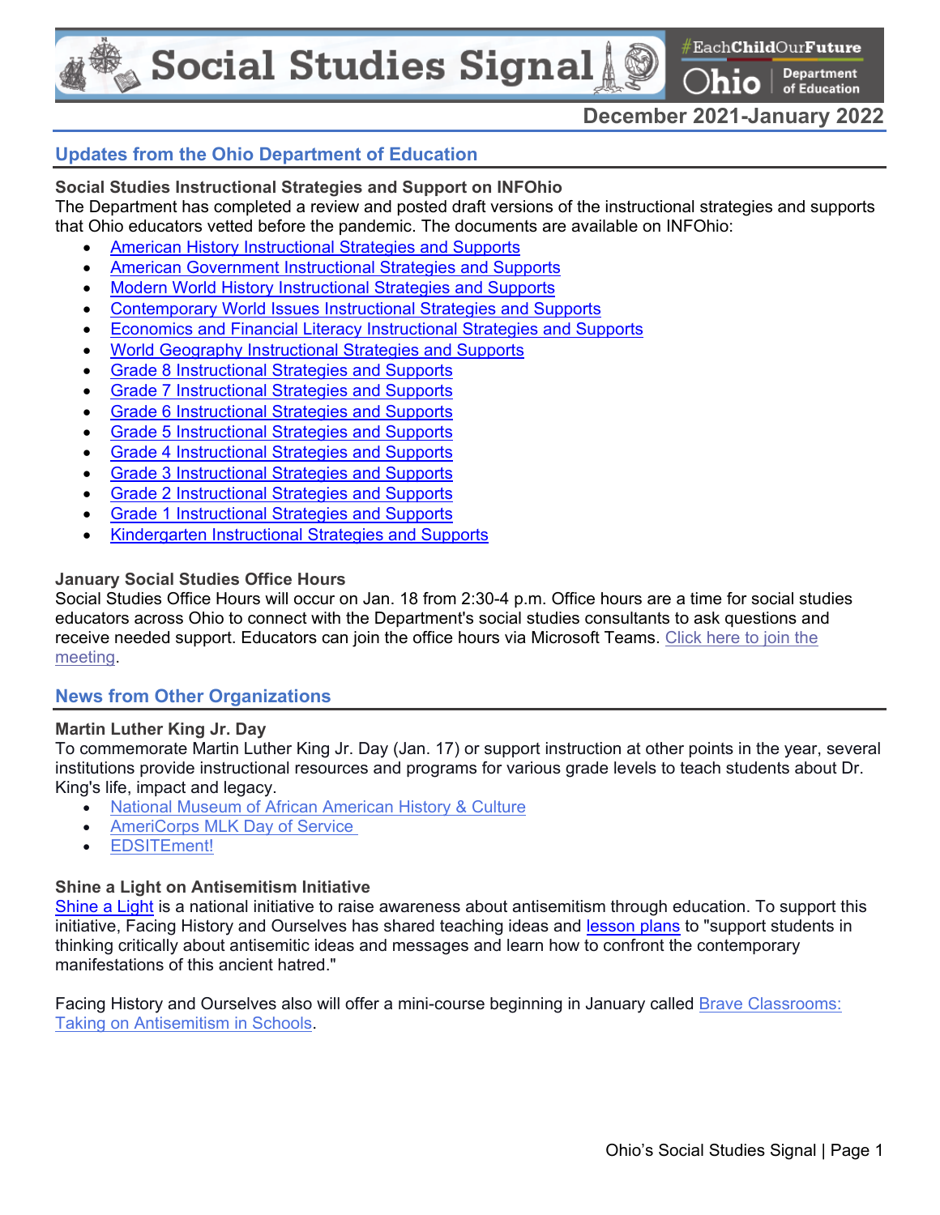# Social Studies Signal

#EachChildOurFuture
Ohio Department of Education

December 2021-January 2022

## Updates from the Ohio Department of Education

**Social Studies Instructional Strategies and Support on INFOhio**
The Department has completed a review and posted draft versions of the instructional strategies and supports that Ohio educators vetted before the pandemic. The documents are available on INFOhio:

- American History Instructional Strategies and Supports
- American Government Instructional Strategies and Supports
- Modern World History Instructional Strategies and Supports
- Contemporary World Issues Instructional Strategies and Supports
- Economics and Financial Literacy Instructional Strategies and Supports
- World Geography Instructional Strategies and Supports
- Grade 8 Instructional Strategies and Supports
- Grade 7 Instructional Strategies and Supports
- Grade 6 Instructional Strategies and Supports
- Grade 5 Instructional Strategies and Supports
- Grade 4 Instructional Strategies and Supports
- Grade 3 Instructional Strategies and Supports
- Grade 2 Instructional Strategies and Supports
- Grade 1 Instructional Strategies and Supports
- Kindergarten Instructional Strategies and Supports

**January Social Studies Office Hours**
Social Studies Office Hours will occur on Jan. 18 from 2:30-4 p.m. Office hours are a time for social studies educators across Ohio to connect with the Department's social studies consultants to ask questions and receive needed support. Educators can join the office hours via Microsoft Teams. Click here to join the meeting.

## News from Other Organizations

**Martin Luther King Jr. Day**
To commemorate Martin Luther King Jr. Day (Jan. 17) or support instruction at other points in the year, several institutions provide instructional resources and programs for various grade levels to teach students about Dr. King's life, impact and legacy.

- National Museum of African American History & Culture
- AmeriCorps MLK Day of Service
- EDSITEment!

**Shine a Light on Antisemitism Initiative**
Shine a Light is a national initiative to raise awareness about antisemitism through education. To support this initiative, Facing History and Ourselves has shared teaching ideas and lesson plans to "support students in thinking critically about antisemitic ideas and messages and learn how to confront the contemporary manifestations of this ancient hatred."

Facing History and Ourselves also will offer a mini-course beginning in January called Brave Classrooms: Taking on Antisemitism in Schools.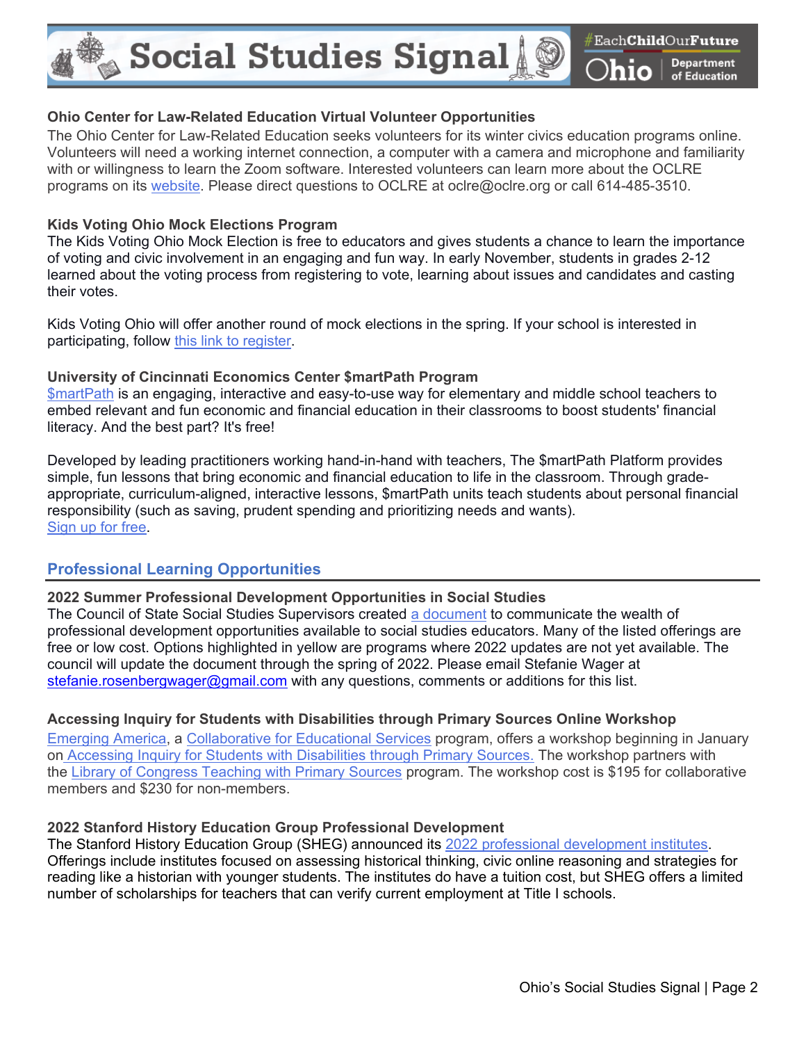**Ohio Center for Law-Related Education Virtual Volunteer Opportunities**

The Ohio Center for Law-Related Education seeks volunteers for its winter civics education programs online. Volunteers will need a working internet connection, a computer with a camera and microphone and familiarity with or willingness to learn the Zoom software. Interested volunteers can learn more about the OCLRE programs on its website. Please direct questions to OCLRE at oclre@oclre.org or call 614-485-3510.

**Kids Voting Ohio Mock Elections Program**

The Kids Voting Ohio Mock Election is free to educators and gives students a chance to learn the importance of voting and civic involvement in an engaging and fun way. In early November, students in grades 2-12 learned about the voting process from registering to vote, learning about issues and candidates and casting their votes.

Kids Voting Ohio will offer another round of mock elections in the spring. If your school is interested in participating, follow this link to register.

**University of Cincinnati Economics Center $martPath Program**

$martPath is an engaging, interactive and easy-to-use way for elementary and middle school teachers to embed relevant and fun economic and financial education in their classrooms to boost students' financial literacy. And the best part? It's free!

Developed by leading practitioners working hand-in-hand with teachers, The $martPath Platform provides simple, fun lessons that bring economic and financial education to life in the classroom. Through grade-appropriate, curriculum-aligned, interactive lessons, $martPath units teach students about personal financial responsibility (such as saving, prudent spending and prioritizing needs and wants).
Sign up for free.

## Professional Learning Opportunities

**2022 Summer Professional Development Opportunities in Social Studies**

The Council of State Social Studies Supervisors created a document to communicate the wealth of professional development opportunities available to social studies educators. Many of the listed offerings are free or low cost. Options highlighted in yellow are programs where 2022 updates are not yet available. The council will update the document through the spring of 2022. Please email Stefanie Wager at stefanie.rosenbergwager@gmail.com with any questions, comments or additions for this list.

**Accessing Inquiry for Students with Disabilities through Primary Sources Online Workshop**

Emerging America, a Collaborative for Educational Services program, offers a workshop beginning in January on Accessing Inquiry for Students with Disabilities through Primary Sources. The workshop partners with the Library of Congress Teaching with Primary Sources program. The workshop cost is $195 for collaborative members and $230 for non-members.

**2022 Stanford History Education Group Professional Development**

The Stanford History Education Group (SHEG) announced its 2022 professional development institutes. Offerings include institutes focused on assessing historical thinking, civic online reasoning and strategies for reading like a historian with younger students. The institutes do have a tuition cost, but SHEG offers a limited number of scholarships for teachers that can verify current employment at Title I schools.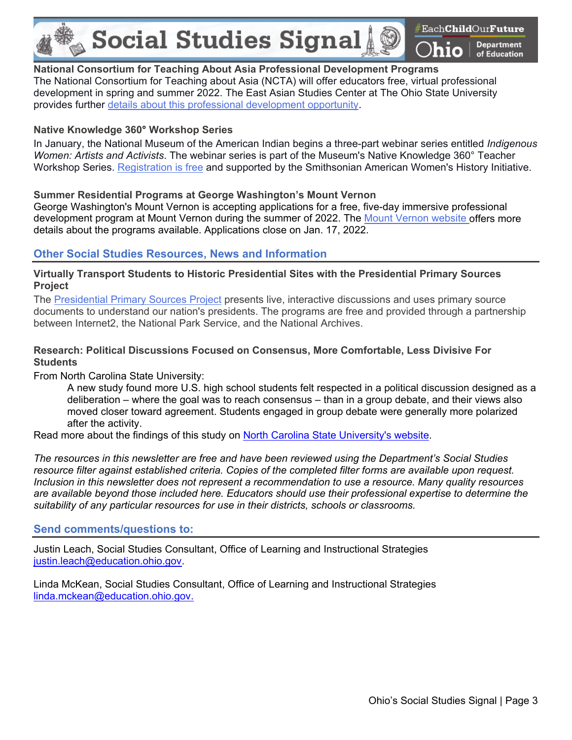**National Consortium for Teaching About Asia Professional Development Programs**
The National Consortium for Teaching about Asia (NCTA) will offer educators free, virtual professional development in spring and summer 2022. The East Asian Studies Center at The Ohio State University provides further details about this professional development opportunity.

**Native Knowledge 360° Workshop Series**

In January, the National Museum of the American Indian begins a three-part webinar series entitled *Indigenous Women: Artists and Activists*. The webinar series is part of the Museum's Native Knowledge 360° Teacher Workshop Series. Registration is free and supported by the Smithsonian American Women's History Initiative.

**Summer Residential Programs at George Washington's Mount Vernon**
George Washington's Mount Vernon is accepting applications for a free, five-day immersive professional development program at Mount Vernon during the summer of 2022. The Mount Vernon website offers more details about the programs available. Applications close on Jan. 17, 2022.

## Other Social Studies Resources, News and Information

**Virtually Transport Students to Historic Presidential Sites with the Presidential Primary Sources Project**

The Presidential Primary Sources Project presents live, interactive discussions and uses primary source documents to understand our nation's presidents. The programs are free and provided through a partnership between Internet2, the National Park Service, and the National Archives.

**Research: Political Discussions Focused on Consensus, More Comfortable, Less Divisive For Students**

From North Carolina State University:

> A new study found more U.S. high school students felt respected in a political discussion designed as a deliberation – where the goal was to reach consensus – than in a group debate, and their views also moved closer toward agreement. Students engaged in group debate were generally more polarized after the activity.

Read more about the findings of this study on North Carolina State University's website.

*The resources in this newsletter are free and have been reviewed using the Department's Social Studies resource filter against established criteria. Copies of the completed filter forms are available upon request. Inclusion in this newsletter does not represent a recommendation to use a resource. Many quality resources are available beyond those included here. Educators should use their professional expertise to determine the suitability of any particular resources for use in their districts, schools or classrooms.*

## Send comments/questions to:

Justin Leach, Social Studies Consultant, Office of Learning and Instructional Strategies
justin.leach@education.ohio.gov.

Linda McKean, Social Studies Consultant, Office of Learning and Instructional Strategies
linda.mckean@education.ohio.gov.